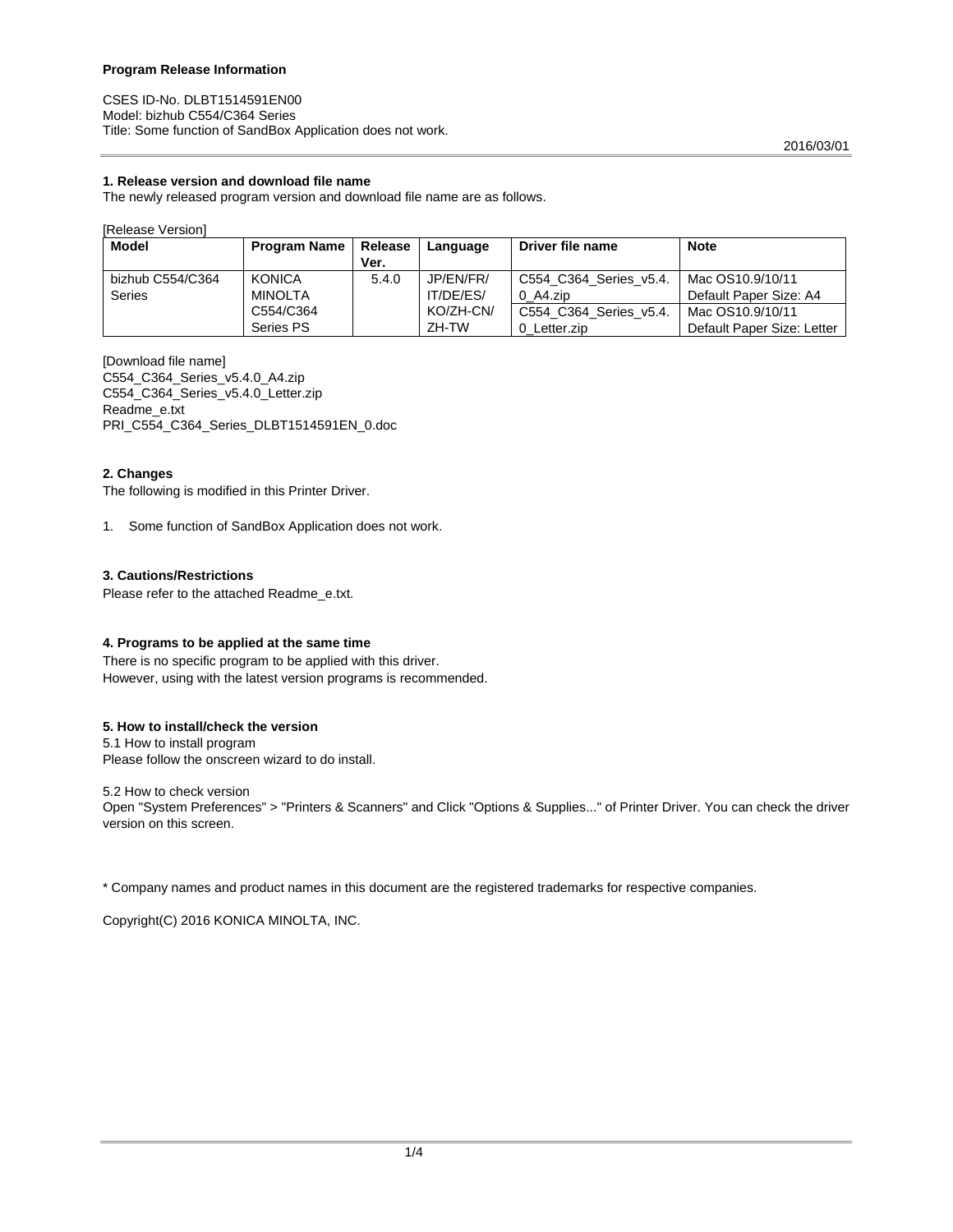**Program Release Information**

CSES ID-No. DLBT1514591EN00
Model: bizhub C554/C364 Series
Title: Some function of SandBox Application does not work.

2016/03/01

### 1. Release version and download file name

The newly released program version and download file name are as follows.

[Release Version]

| Model | Program Name | Release Ver. | Language | Driver file name | Note |
|---|---|---|---|---|---|
| bizhub C554/C364 Series | KONICA MINOLTA C554/C364 Series PS | 5.4.0 | JP/EN/FR/IT/DE/ES/KO/ZH-CN/ZH-TW | C554_C364_Series_v5.4.0_A4.zip | Mac OS10.9/10/11 Default Paper Size: A4 |
| | | | | C554_C364_Series_v5.4.0_Letter.zip | Mac OS10.9/10/11 Default Paper Size: Letter |

[Download file name]
C554_C364_Series_v5.4.0_A4.zip
C554_C364_Series_v5.4.0_Letter.zip
Readme_e.txt
PRI_C554_C364_Series_DLBT1514591EN_0.doc

### 2. Changes

The following is modified in this Printer Driver.

1. Some function of SandBox Application does not work.

### 3. Cautions/Restrictions

Please refer to the attached Readme_e.txt.

### 4. Programs to be applied at the same time

There is no specific program to be applied with this driver.
However, using with the latest version programs is recommended.

### 5. How to install/check the version

5.1 How to install program
Please follow the onscreen wizard to do install.

5.2 How to check version
Open "System Preferences" > "Printers & Scanners" and Click "Options & Supplies..." of Printer Driver. You can check the driver version on this screen.

* Company names and product names in this document are the registered trademarks for respective companies.

Copyright(C) 2016 KONICA MINOLTA, INC.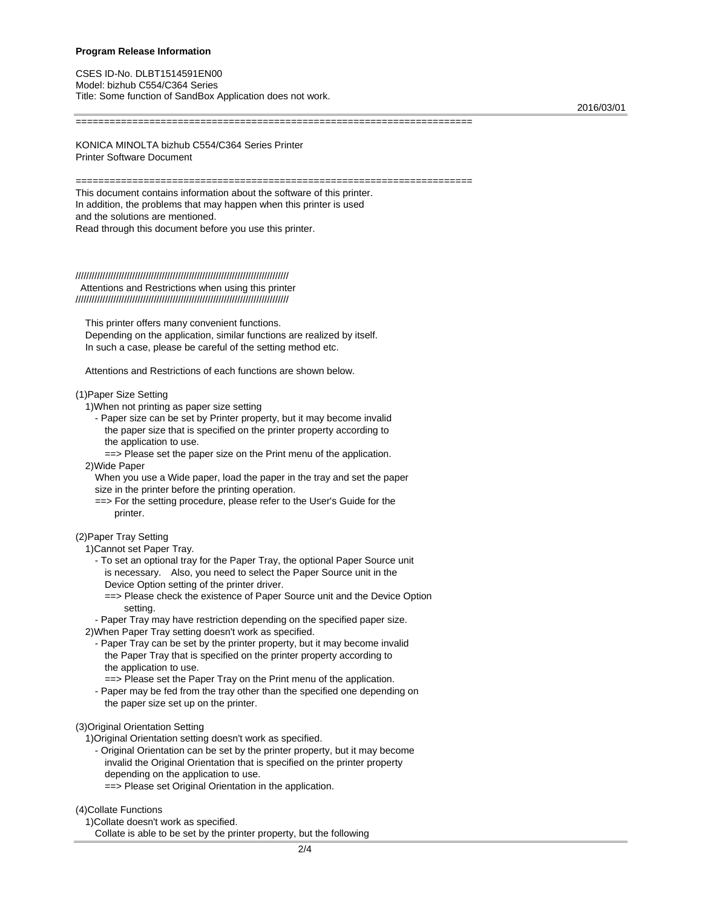**Program Release Information**

CSES ID-No. DLBT1514591EN00
Model: bizhub C554/C364 Series
Title: Some function of SandBox Application does not work.

2016/03/01

====================================================================

KONICA MINOLTA bizhub C554/C364 Series Printer
Printer Software Document

====================================================================

This document contains information about the software of this printer.
In addition, the problems that may happen when this printer is used
and the solutions are mentioned.
Read through this document before you use this printer.

////////////////////////////////////////////////////////////////////////////////
Attentions and Restrictions when using this printer
////////////////////////////////////////////////////////////////////////////////

This printer offers many convenient functions.
Depending on the application, similar functions are realized by itself.
In such a case, please be careful of the setting method etc.

Attentions and Restrictions of each functions are shown below.

(1)Paper Size Setting

1)When not printing as paper size setting

- Paper size can be set by Printer property, but it may become invalid the paper size that is specified on the printer property according to the application to use.
  ==> Please set the paper size on the Print menu of the application.

2)Wide Paper

When you use a Wide paper, load the paper in the tray and set the paper size in the printer before the printing operation.
==> For the setting procedure, please refer to the User's Guide for the printer.

(2)Paper Tray Setting

1)Cannot set Paper Tray.

- To set an optional tray for the Paper Tray, the optional Paper Source unit is necessary. Also, you need to select the Paper Source unit in the Device Option setting of the printer driver.
  ==> Please check the existence of Paper Source unit and the Device Option setting.
- Paper Tray may have restriction depending on the specified paper size.

2)When Paper Tray setting doesn't work as specified.

- Paper Tray can be set by the printer property, but it may become invalid the Paper Tray that is specified on the printer property according to the application to use.
  ==> Please set the Paper Tray on the Print menu of the application.
- Paper may be fed from the tray other than the specified one depending on the paper size set up on the printer.

(3)Original Orientation Setting

1)Original Orientation setting doesn't work as specified.

- Original Orientation can be set by the printer property, but it may become invalid the Original Orientation that is specified on the printer property depending on the application to use.
  ==> Please set Original Orientation in the application.

(4)Collate Functions

1)Collate doesn't work as specified.

Collate is able to be set by the printer property, but the following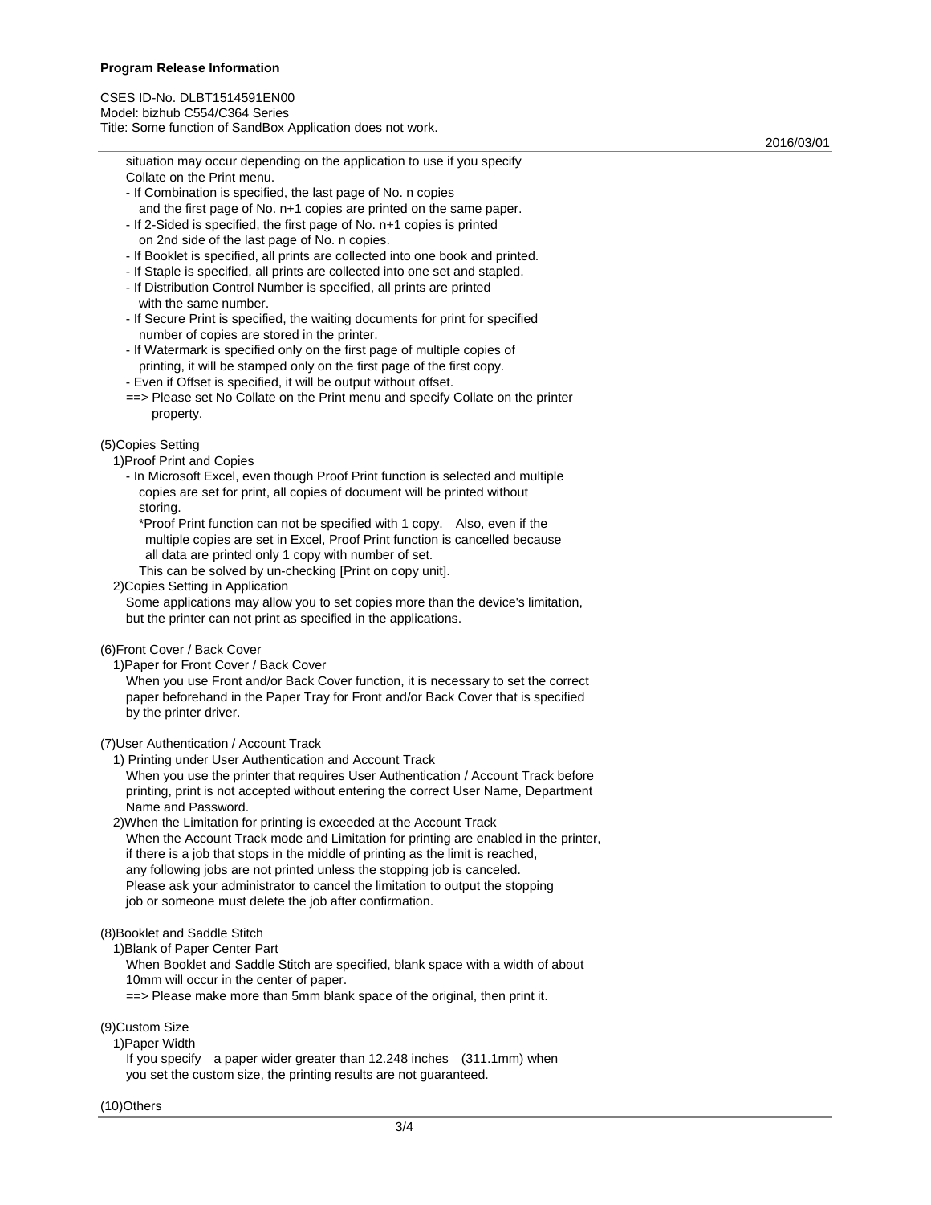situation may occur depending on the application to use if you specify Collate on the Print menu.

- If Combination is specified, the last page of No. n copies and the first page of No. n+1 copies are printed on the same paper.
- If 2-Sided is specified, the first page of No. n+1 copies is printed on 2nd side of the last page of No. n copies.
- If Booklet is specified, all prints are collected into one book and printed.
- If Staple is specified, all prints are collected into one set and stapled.
- If Distribution Control Number is specified, all prints are printed with the same number.
- If Secure Print is specified, the waiting documents for print for specified number of copies are stored in the printer.
- If Watermark is specified only on the first page of multiple copies of printing, it will be stamped only on the first page of the first copy.
- Even if Offset is specified, it will be output without offset.

==> Please set No Collate on the Print menu and specify Collate on the printer property.

(5)Copies Setting

1)Proof Print and Copies

- In Microsoft Excel, even though Proof Print function is selected and multiple copies are set for print, all copies of document will be printed without storing.

  *Proof Print function can not be specified with 1 copy. Also, even if the multiple copies are set in Excel, Proof Print function is cancelled because all data are printed only 1 copy with number of set.

  This can be solved by un-checking [Print on copy unit].

2)Copies Setting in Application

Some applications may allow you to set copies more than the device's limitation, but the printer can not print as specified in the applications.

(6)Front Cover / Back Cover

1)Paper for Front Cover / Back Cover

When you use Front and/or Back Cover function, it is necessary to set the correct paper beforehand in the Paper Tray for Front and/or Back Cover that is specified by the printer driver.

(7)User Authentication / Account Track

1) Printing under User Authentication and Account Track

When you use the printer that requires User Authentication / Account Track before printing, print is not accepted without entering the correct User Name, Department Name and Password.

2)When the Limitation for printing is exceeded at the Account Track

When the Account Track mode and Limitation for printing are enabled in the printer, if there is a job that stops in the middle of printing as the limit is reached, any following jobs are not printed unless the stopping job is canceled. Please ask your administrator to cancel the limitation to output the stopping job or someone must delete the job after confirmation.

(8)Booklet and Saddle Stitch

1)Blank of Paper Center Part

When Booklet and Saddle Stitch are specified, blank space with a width of about 10mm will occur in the center of paper.

==> Please make more than 5mm blank space of the original, then print it.

(9)Custom Size

1)Paper Width

If you specify a paper wider greater than 12.248 inches (311.1mm) when you set the custom size, the printing results are not guaranteed.

(10)Others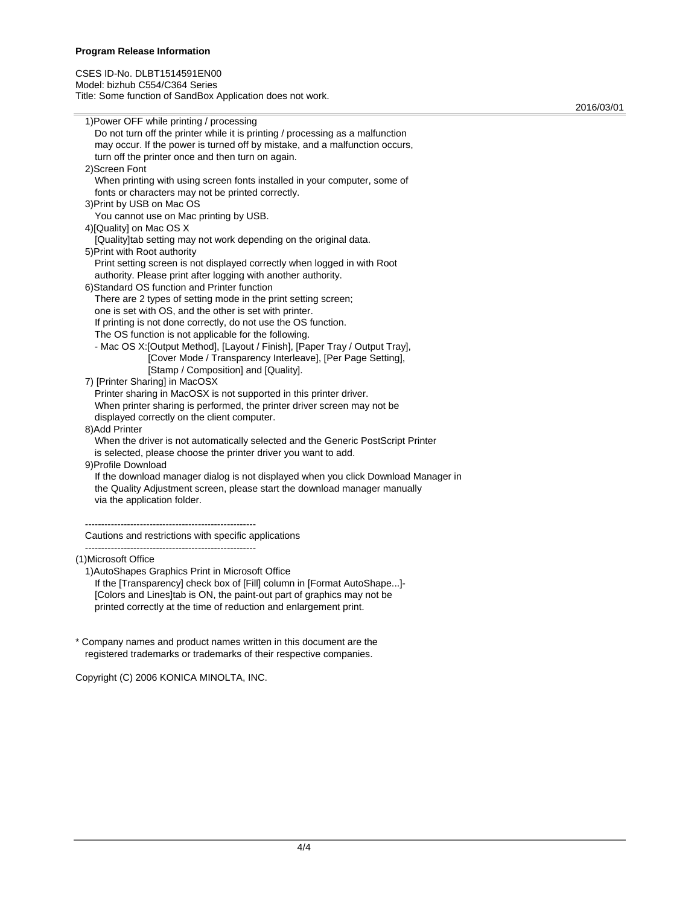**Program Release Information**

CSES ID-No. DLBT1514591EN00
Model: bizhub C554/C364 Series
Title: Some function of SandBox Application does not work.

2016/03/01

1)Power OFF while printing / processing
Do not turn off the printer while it is printing / processing as a malfunction may occur. If the power is turned off by mistake, and a malfunction occurs, turn off the printer once and then turn on again.

2)Screen Font
When printing with using screen fonts installed in your computer, some of fonts or characters may not be printed correctly.

3)Print by USB on Mac OS
You cannot use on Mac printing by USB.

4)[Quality] on Mac OS X
[Quality]tab setting may not work depending on the original data.

5)Print with Root authority
Print setting screen is not displayed correctly when logged in with Root authority. Please print after logging with another authority.

6)Standard OS function and Printer function
There are 2 types of setting mode in the print setting screen; one is set with OS, and the other is set with printer.
If printing is not done correctly, do not use the OS function.
The OS function is not applicable for the following.
- Mac OS X:[Output Method], [Layout / Finish], [Paper Tray / Output Tray], [Cover Mode / Transparency Interleave], [Per Page Setting], [Stamp / Composition] and [Quality].

7) [Printer Sharing] in MacOSX
Printer sharing in MacOSX is not supported in this printer driver.
When printer sharing is performed, the printer driver screen may not be displayed correctly on the client computer.

8)Add Printer
When the driver is not automatically selected and the Generic PostScript Printer is selected, please choose the printer driver you want to add.

9)Profile Download
If the download manager dialog is not displayed when you click Download Manager in the Quality Adjustment screen, please start the download manager manually via the application folder.

-----------------------------------------------------
Cautions and restrictions with specific applications
-----------------------------------------------------

(1)Microsoft Office

1)AutoShapes Graphics Print in Microsoft Office
If the [Transparency] check box of [Fill] column in [Format AutoShape...]-[Colors and Lines]tab is ON, the paint-out part of graphics may not be printed correctly at the time of reduction and enlargement print.

* Company names and product names written in this document are the registered trademarks or trademarks of their respective companies.

Copyright (C) 2006 KONICA MINOLTA, INC.